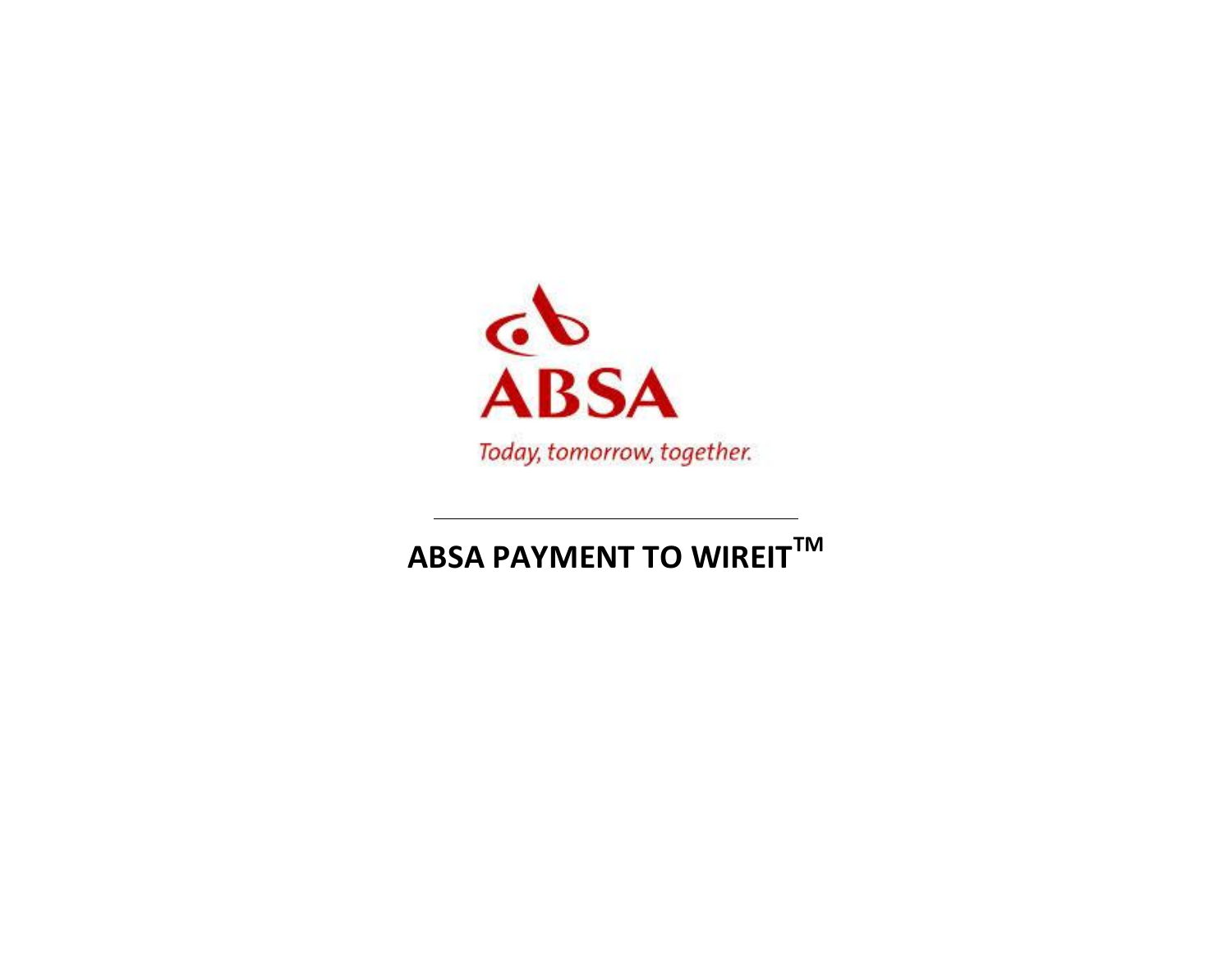ABSA

Today, tomorrow, together.

---

# ABSA PAYMENT TO WIREIT™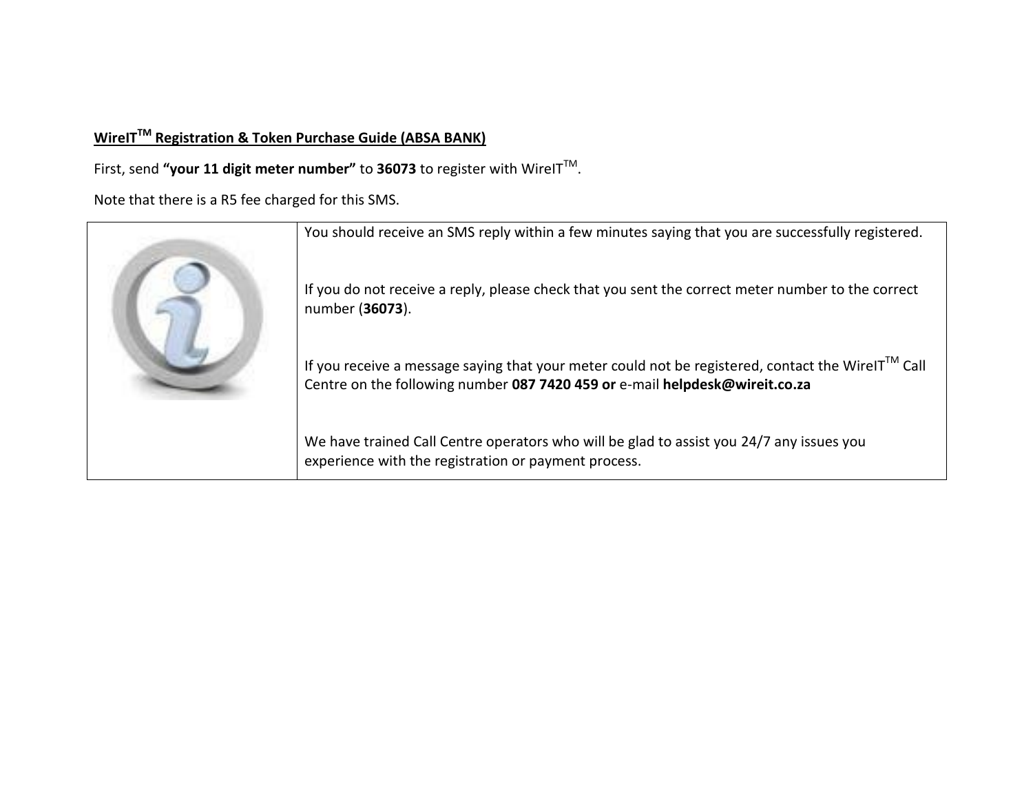**WireIT[TM] Registration & Token Purchase Guide (ABSA BANK)**

First, send **"your 11 digit meter number"** to **36073** to register with WireIT[TM].

Note that there is a R5 fee charged for this SMS.

| | |
|---|---|
| | You should receive an SMS reply within a few minutes saying that you are successfully registered.<br><br>If you do not receive a reply, please check that you sent the correct meter number to the correct number (**36073**).<br><br>If you receive a message saying that your meter could not be registered, contact the WireIT[TM] Call Centre on the following number **087 7420 459 or** e-mail **helpdesk@wireit.co.za**<br><br>We have trained Call Centre operators who will be glad to assist you 24/7 any issues you experience with the registration or payment process. |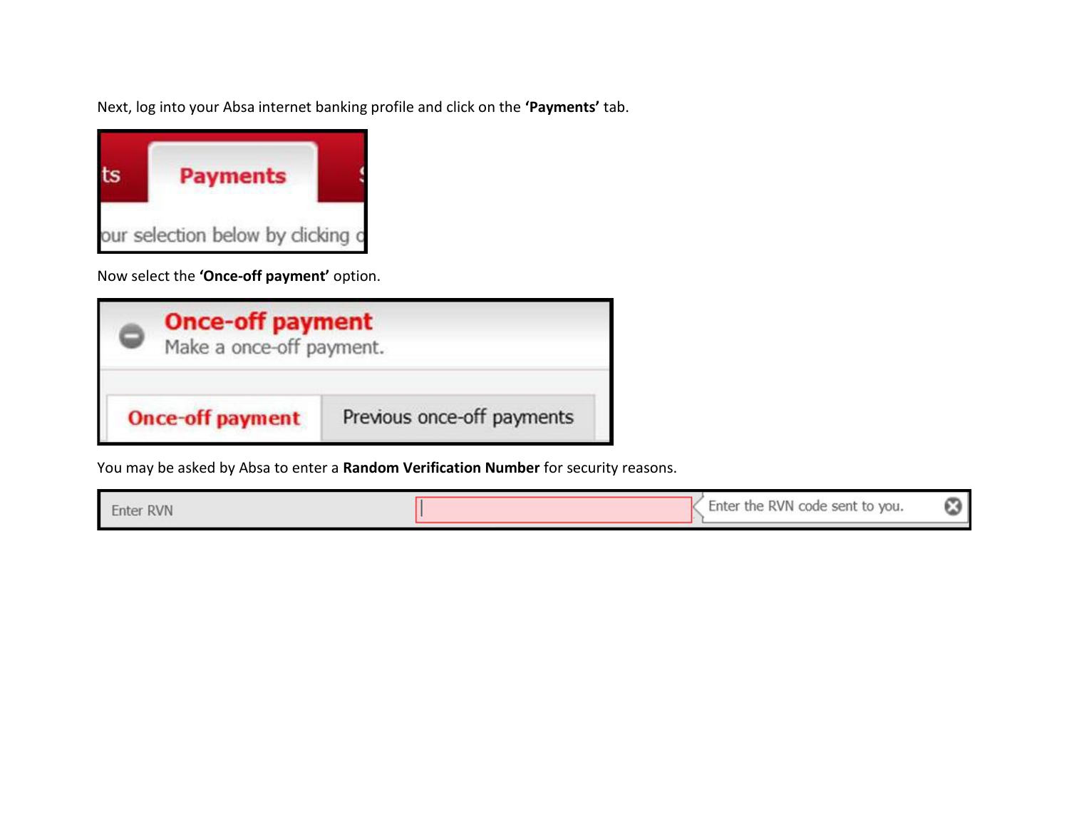Next, log into your Absa internet banking profile and click on the **'Payments'** tab.

Now select the **'Once-off payment'** option.

You may be asked by Absa to enter a **Random Verification Number** for security reasons.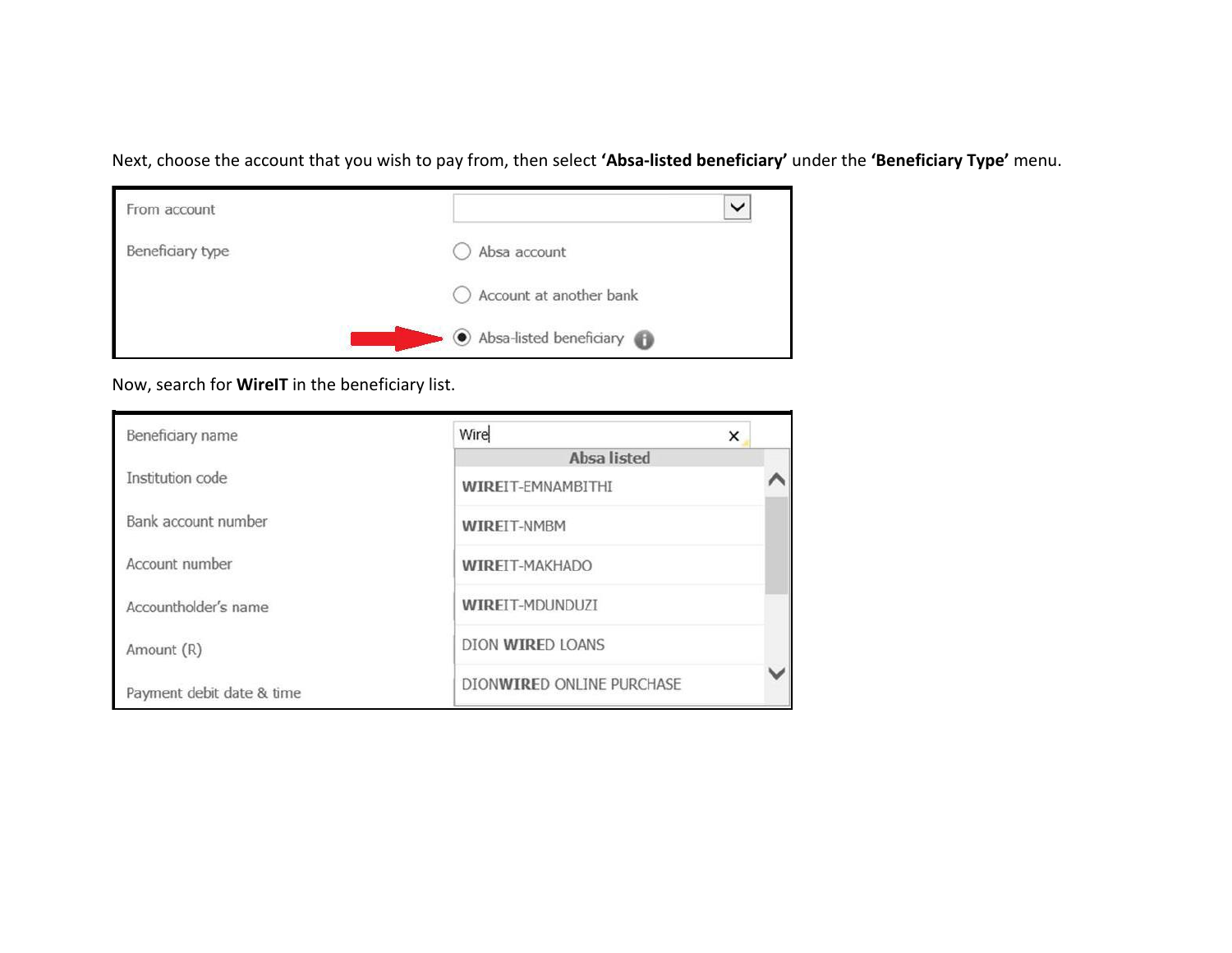Next, choose the account that you wish to pay from, then select **'Absa-listed beneficiary'** under the **'Beneficiary Type'** menu.

| | |
|---|---|
| From account | |
| Beneficiary type | ◯ Absa account |
| | ◯ Account at another bank |
| | ◉ Absa-listed beneficiary |

Now, search for **WireIT** in the beneficiary list.

| | |
|---|---|
| Beneficiary name | Wire |
| | **Absa listed** |
| Institution code | **WIRE**IT-EMNAMBITHI |
| Bank account number | **WIRE**IT-NMBM |
| Account number | **WIRE**IT-MAKHADO |
| Accountholder's name | **WIRE**IT-MDUNDUZI |
| Amount (R) | DION **WIRE**D LOANS |
| Payment debit date & time | DION**WIRE**D ONLINE PURCHASE |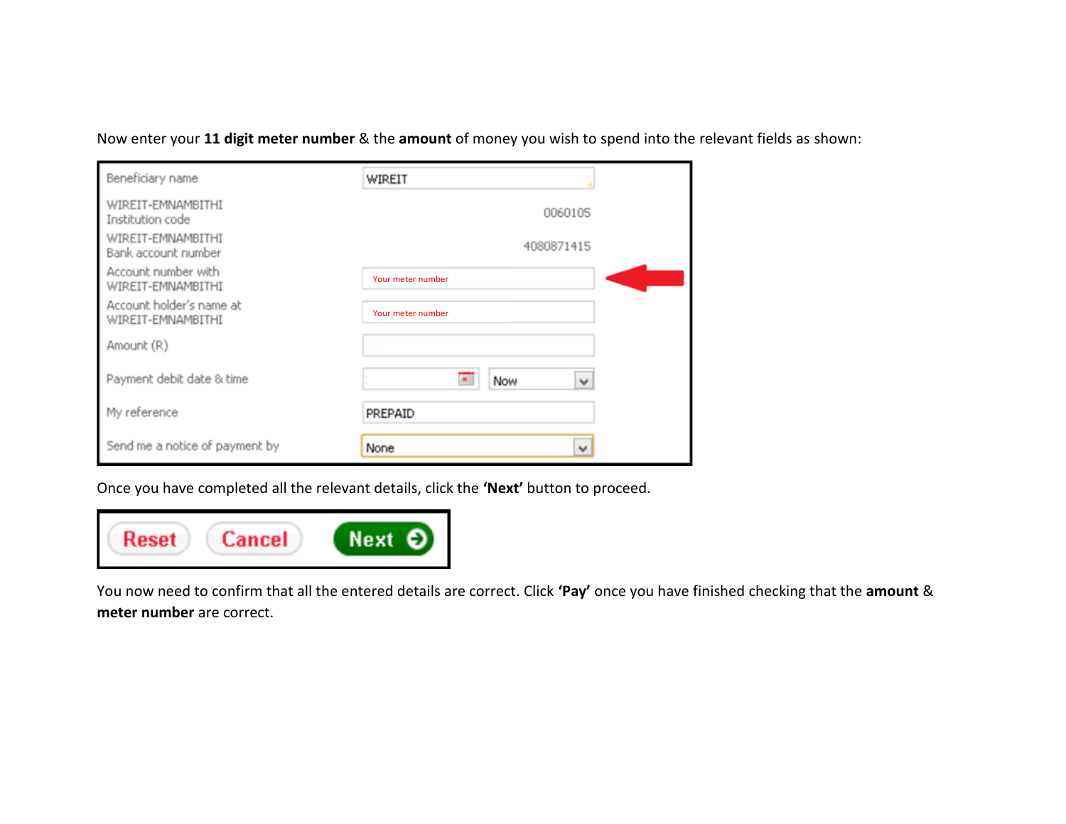Now enter your **11 digit meter number** & the **amount** of money you wish to spend into the relevant fields as shown:

| Field | Value |
|---|---|
| Beneficiary name | WIREIT |
| WIREIT-EMNAMBITHI Institution code | 0060105 |
| WIREIT-EMNAMBITHI Bank account number | 4080871415 |
| Account number with WIREIT-EMNAMBITHI | Your meter number |
| Account holder's name at WIREIT-EMNAMBITHI | Your meter number |
| Amount (R) | |
| Payment debit date & time | Now |
| My reference | PREPAID |
| Send me a notice of payment by | None |

Once you have completed all the relevant details, click the **'Next'** button to proceed.

Reset | Cancel | Next

You now need to confirm that all the entered details are correct. Click **'Pay'** once you have finished checking that the **amount** & **meter number** are correct.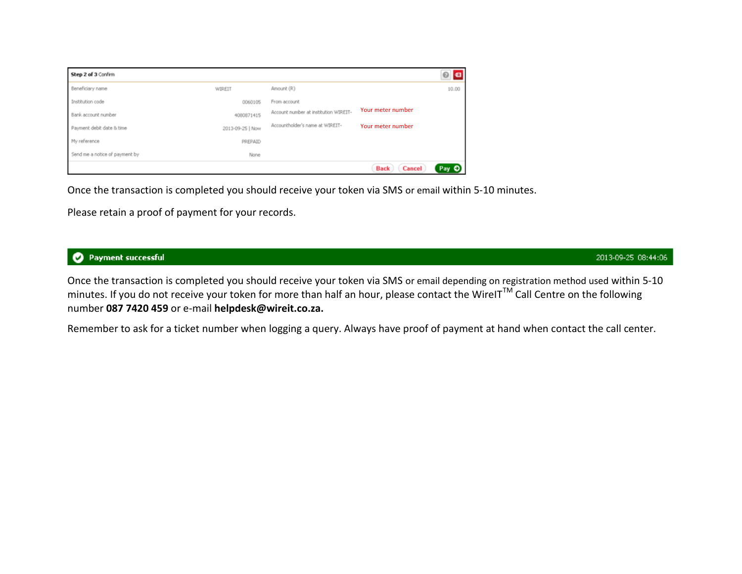**Step 2 of 3** Confirm

| | | | |
|---|---|---|---|
| Beneficiary name | WIREIT | Amount (R) | 10.00 |
| Institution code | 0060105 | From account | |
| Bank account number | 4080871415 | Account number at institution WIREIT- | Your meter number |
| Payment debit date & time | 2013-09-25 \| Now | Accountholder's name at WIREIT- | Your meter number |
| My reference | PREPAID | | |
| Send me a notice of payment by | None | | |

Back Cancel Pay

Once the transaction is completed you should receive your token via SMS or email within 5-10 minutes.

Please retain a proof of payment for your records.

**Payment successful** 2013-09-25 08:44:06

Once the transaction is completed you should receive your token via SMS or email depending on registration method used within 5-10 minutes. If you do not receive your token for more than half an hour, please contact the WireIT™ Call Centre on the following number **087 7420 459** or e-mail **helpdesk@wireit.co.za.**

Remember to ask for a ticket number when logging a query. Always have proof of payment at hand when contact the call center.